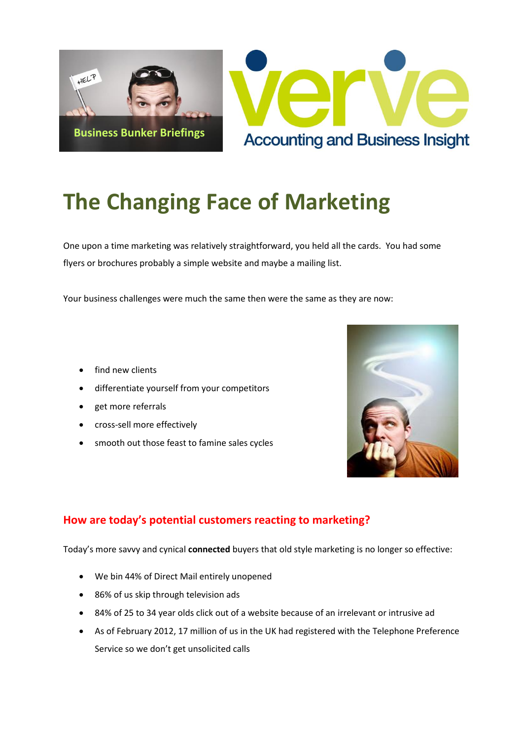Business Bunker Briefings

verve
Accounting and Business Insight

# The Changing Face of Marketing

One upon a time marketing was relatively straightforward, you held all the cards. You had some flyers or brochures probably a simple website and maybe a mailing list.

Your business challenges were much the same then were the same as they are now:

- find new clients
- differentiate yourself from your competitors
- get more referrals
- cross-sell more effectively
- smooth out those feast to famine sales cycles

## How are today's potential customers reacting to marketing?

Today's more savvy and cynical **connected** buyers that old style marketing is no longer so effective:

- We bin 44% of Direct Mail entirely unopened
- 86% of us skip through television ads
- 84% of 25 to 34 year olds click out of a website because of an irrelevant or intrusive ad
- As of February 2012, 17 million of us in the UK had registered with the Telephone Preference Service so we don't get unsolicited calls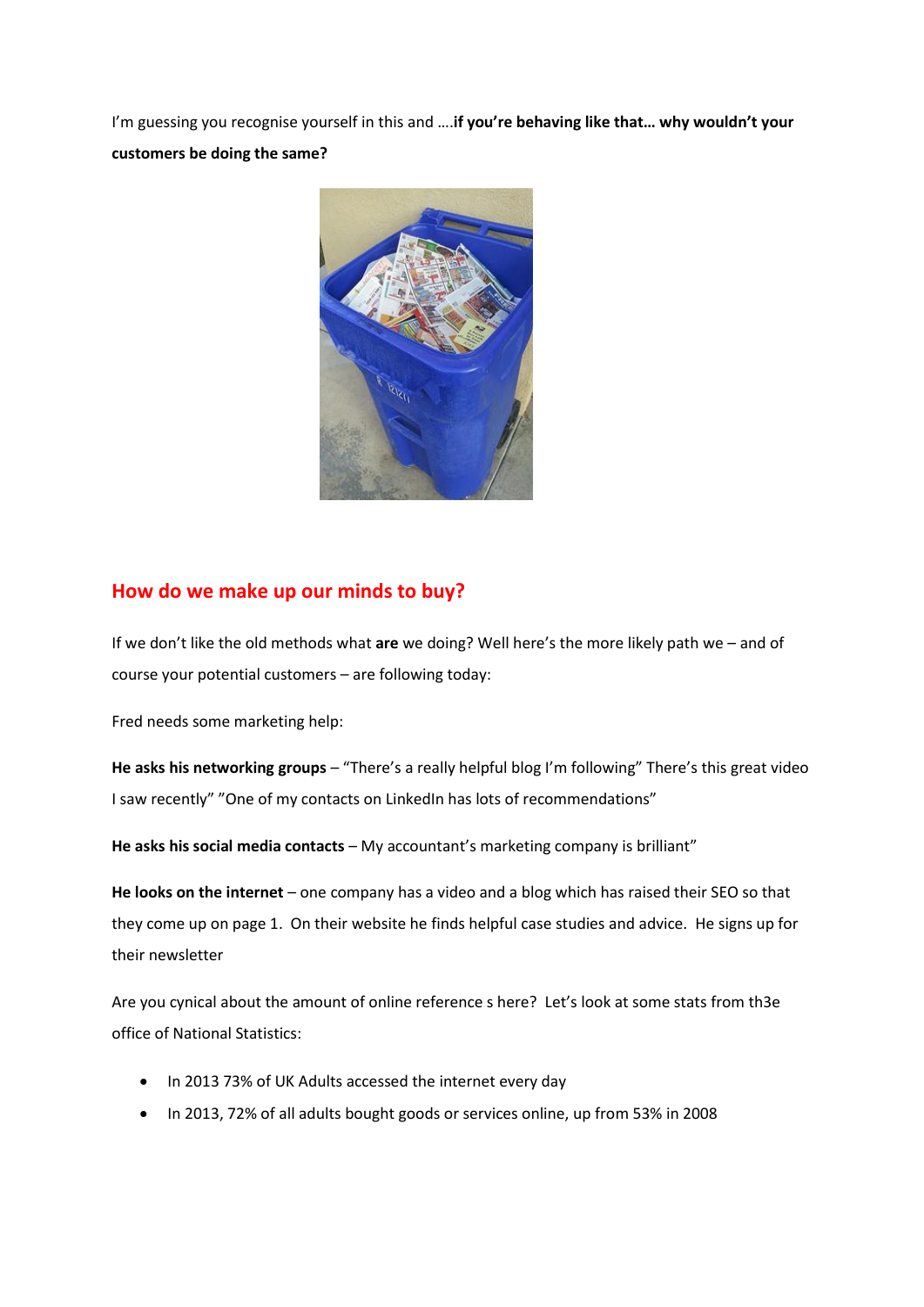I'm guessing you recognise yourself in this and ….**if you're behaving like that… why wouldn't your customers be doing the same?**

## How do we make up our minds to buy?

If we don't like the old methods what **are** we doing? Well here's the more likely path we – and of course your potential customers – are following today:

Fred needs some marketing help:

**He asks his networking groups** – "There's a really helpful blog I'm following" There's this great video I saw recently" "One of my contacts on LinkedIn has lots of recommendations"

**He asks his social media contacts** – My accountant's marketing company is brilliant"

**He looks on the internet** – one company has a video and a blog which has raised their SEO so that they come up on page 1. On their website he finds helpful case studies and advice. He signs up for their newsletter

Are you cynical about the amount of online reference s here? Let's look at some stats from th3e office of National Statistics:

- In 2013 73% of UK Adults accessed the internet every day
- In 2013, 72% of all adults bought goods or services online, up from 53% in 2008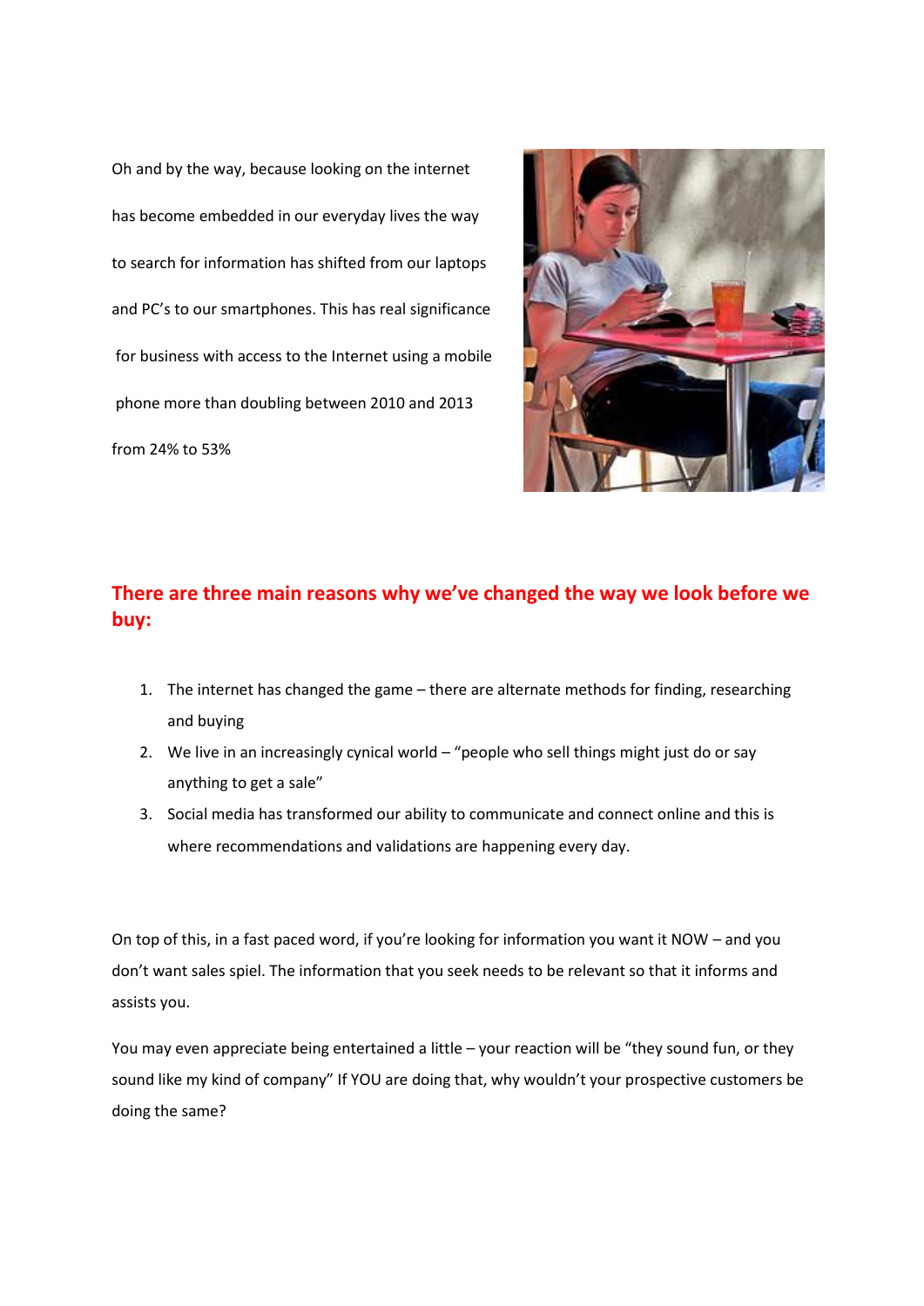Oh and by the way, because looking on the internet has become embedded in our everyday lives the way to search for information has shifted from our laptops and PC's to our smartphones. This has real significance for business with access to the Internet using a mobile phone more than doubling between 2010 and 2013 from 24% to 53%

## There are three main reasons why we've changed the way we look before we buy:

1. The internet has changed the game – there are alternate methods for finding, researching and buying
2. We live in an increasingly cynical world – "people who sell things might just do or say anything to get a sale"
3. Social media has transformed our ability to communicate and connect online and this is where recommendations and validations are happening every day.

On top of this, in a fast paced word, if you're looking for information you want it NOW – and you don't want sales spiel. The information that you seek needs to be relevant so that it informs and assists you.

You may even appreciate being entertained a little – your reaction will be "they sound fun, or they sound like my kind of company" If YOU are doing that, why wouldn't your prospective customers be doing the same?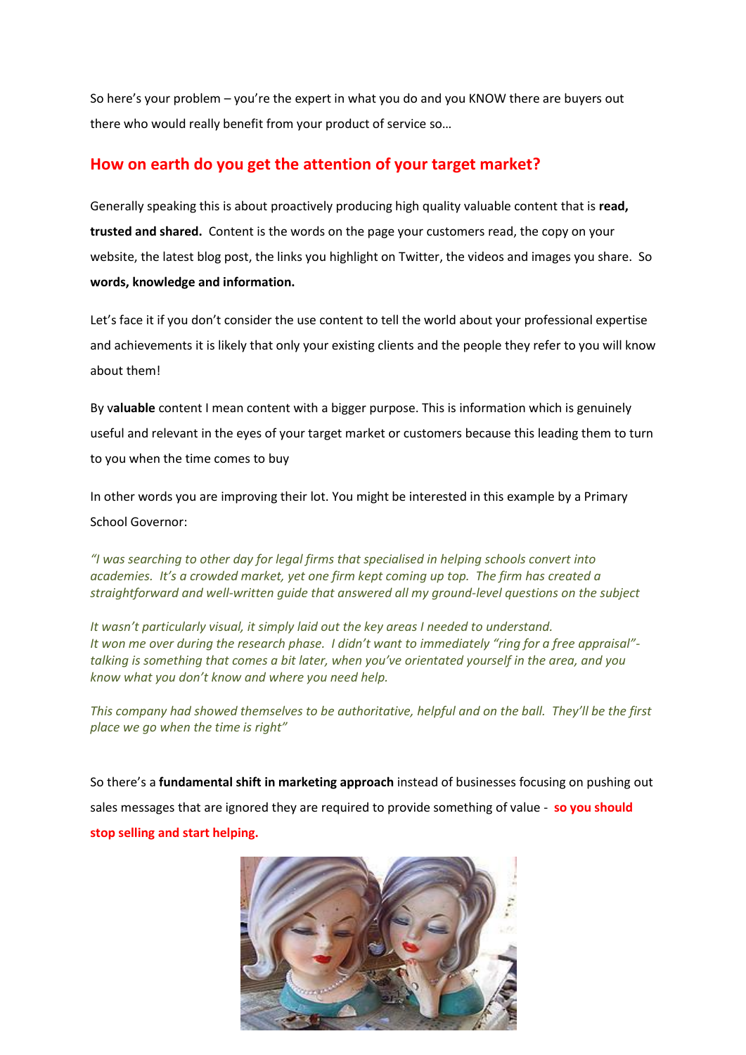So here's your problem – you're the expert in what you do and you KNOW there are buyers out there who would really benefit from your product of service so…

## How on earth do you get the attention of your target market?

Generally speaking this is about proactively producing high quality valuable content that is **read, trusted and shared.** Content is the words on the page your customers read, the copy on your website, the latest blog post, the links you highlight on Twitter, the videos and images you share. So **words, knowledge and information.**

Let's face it if you don't consider the use content to tell the world about your professional expertise and achievements it is likely that only your existing clients and the people they refer to you will know about them!

By v**aluable** content I mean content with a bigger purpose. This is information which is genuinely useful and relevant in the eyes of your target market or customers because this leading them to turn to you when the time comes to buy

In other words you are improving their lot. You might be interested in this example by a Primary School Governor:

*"I was searching to other day for legal firms that specialised in helping schools convert into academies. It's a crowded market, yet one firm kept coming up top. The firm has created a straightforward and well-written guide that answered all my ground-level questions on the subject*

*It wasn't particularly visual, it simply laid out the key areas I needed to understand.*
*It won me over during the research phase. I didn't want to immediately "ring for a free appraisal"- talking is something that comes a bit later, when you've orientated yourself in the area, and you know what you don't know and where you need help.*

*This company had showed themselves to be authoritative, helpful and on the ball. They'll be the first place we go when the time is right"*

So there's a **fundamental shift in marketing approach** instead of businesses focusing on pushing out sales messages that are ignored they are required to provide something of value - **so you should stop selling and start helping.**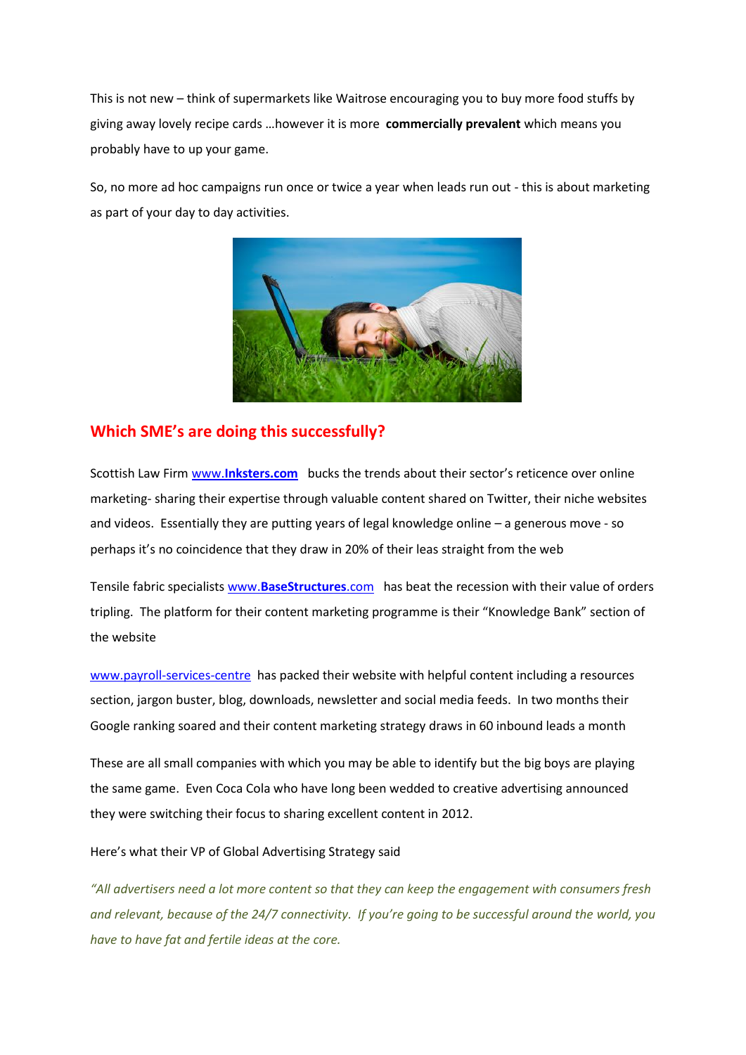This is not new – think of supermarkets like Waitrose encouraging you to buy more food stuffs by giving away lovely recipe cards …however it is more **commercially prevalent** which means you probably have to up your game.

So, no more ad hoc campaigns run once or twice a year when leads run out - this is about marketing as part of your day to day activities.

## Which SME's are doing this successfully?

Scottish Law Firm [www.**Inksters.com**](http://www.Inksters.com) bucks the trends about their sector's reticence over online marketing- sharing their expertise through valuable content shared on Twitter, their niche websites and videos. Essentially they are putting years of legal knowledge online – a generous move - so perhaps it's no coincidence that they draw in 20% of their leas straight from the web

Tensile fabric specialists [www.**BaseStructures**.com](http://www.BaseStructures.com) has beat the recession with their value of orders tripling. The platform for their content marketing programme is their "Knowledge Bank" section of the website

[www.payroll-services-centre](http://www.payroll-services-centre) has packed their website with helpful content including a resources section, jargon buster, blog, downloads, newsletter and social media feeds. In two months their Google ranking soared and their content marketing strategy draws in 60 inbound leads a month

These are all small companies with which you may be able to identify but the big boys are playing the same game. Even Coca Cola who have long been wedded to creative advertising announced they were switching their focus to sharing excellent content in 2012.

Here's what their VP of Global Advertising Strategy said

*"All advertisers need a lot more content so that they can keep the engagement with consumers fresh and relevant, because of the 24/7 connectivity. If you're going to be successful around the world, you have to have fat and fertile ideas at the core.*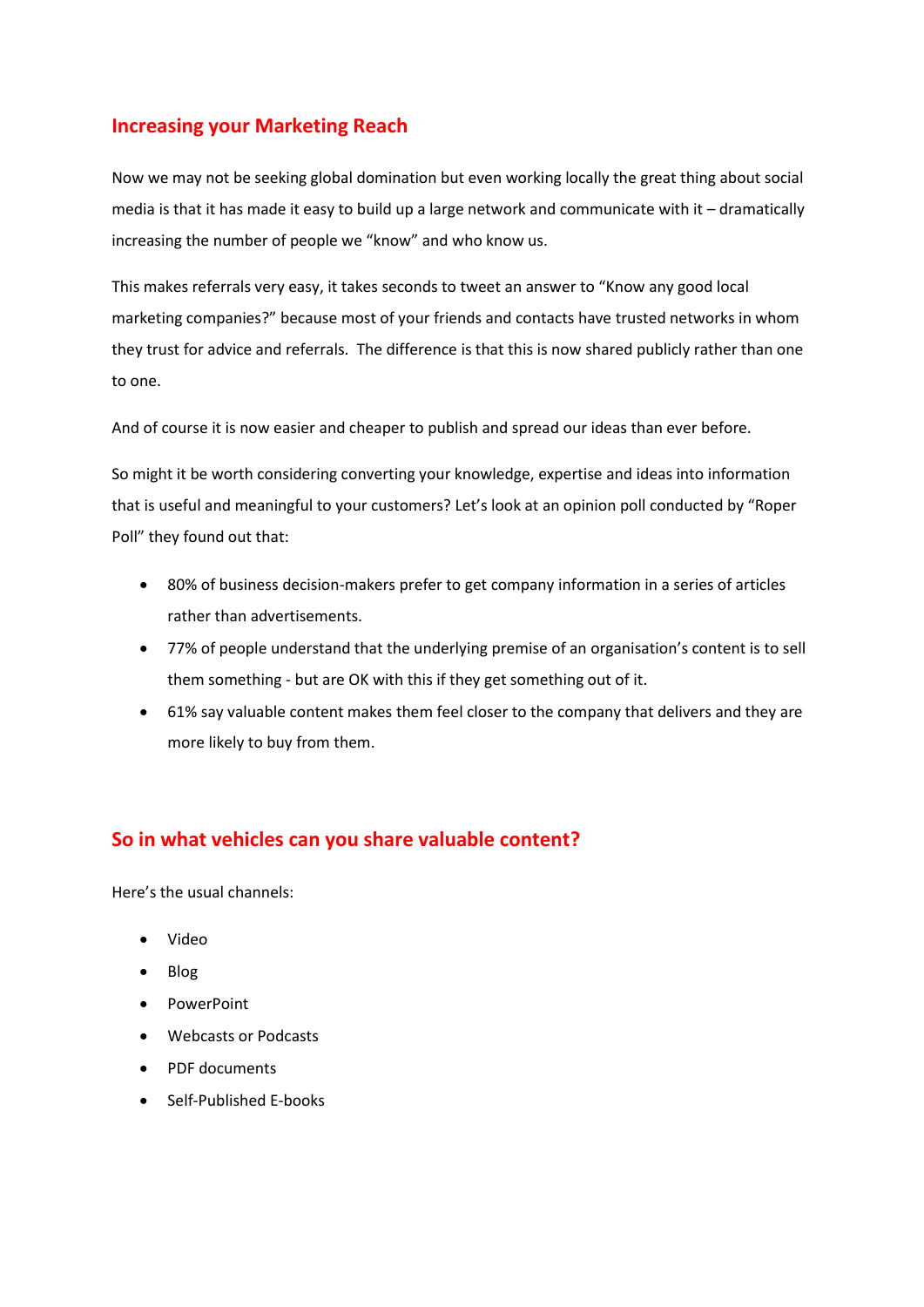## Increasing your Marketing Reach

Now we may not be seeking global domination but even working locally the great thing about social media is that it has made it easy to build up a large network and communicate with it – dramatically increasing the number of people we "know" and who know us.

This makes referrals very easy, it takes seconds to tweet an answer to "Know any good local marketing companies?" because most of your friends and contacts have trusted networks in whom they trust for advice and referrals. The difference is that this is now shared publicly rather than one to one.

And of course it is now easier and cheaper to publish and spread our ideas than ever before.

So might it be worth considering converting your knowledge, expertise and ideas into information that is useful and meaningful to your customers? Let's look at an opinion poll conducted by "Roper Poll" they found out that:

- 80% of business decision-makers prefer to get company information in a series of articles rather than advertisements.
- 77% of people understand that the underlying premise of an organisation's content is to sell them something - but are OK with this if they get something out of it.
- 61% say valuable content makes them feel closer to the company that delivers and they are more likely to buy from them.

## So in what vehicles can you share valuable content?

Here's the usual channels:

- Video
- Blog
- PowerPoint
- Webcasts or Podcasts
- PDF documents
- Self-Published E-books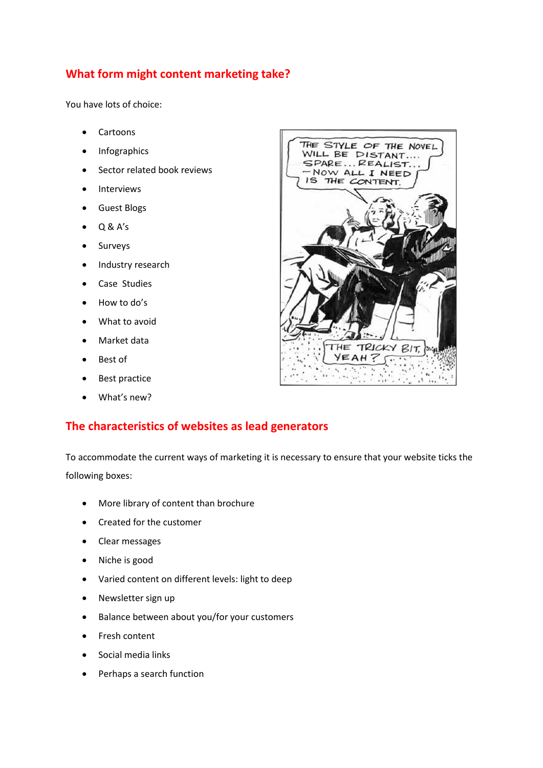## What form might content marketing take?

You have lots of choice:

- Cartoons
- Infographics
- Sector related book reviews
- Interviews
- Guest Blogs
- Q & A's
- Surveys
- Industry research
- Case Studies
- How to do's
- What to avoid
- Market data
- Best of
- Best practice
- What's new?

## The characteristics of websites as lead generators

To accommodate the current ways of marketing it is necessary to ensure that your website ticks the following boxes:

- More library of content than brochure
- Created for the customer
- Clear messages
- Niche is good
- Varied content on different levels: light to deep
- Newsletter sign up
- Balance between about you/for your customers
- Fresh content
- Social media links
- Perhaps a search function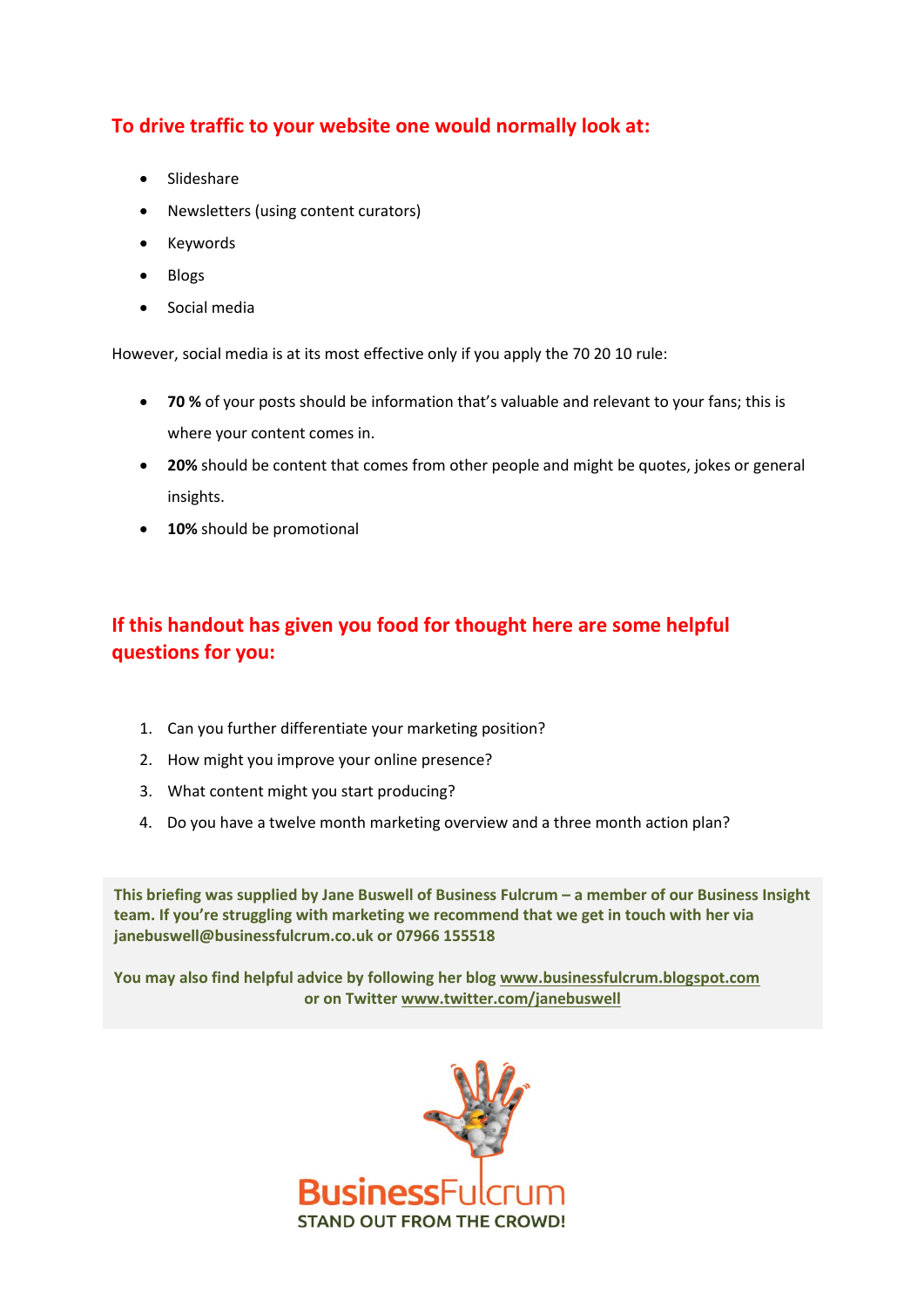## To drive traffic to your website one would normally look at:

- Slideshare
- Newsletters (using content curators)
- Keywords
- Blogs
- Social media

However, social media is at its most effective only if you apply the 70 20 10 rule:

- **70 %** of your posts should be information that's valuable and relevant to your fans; this is where your content comes in.
- **20%** should be content that comes from other people and might be quotes, jokes or general insights.
- **10%** should be promotional

## If this handout has given you food for thought here are some helpful questions for you:

1. Can you further differentiate your marketing position?
2. How might you improve your online presence?
3. What content might you start producing?
4. Do you have a twelve month marketing overview and a three month action plan?

**This briefing was supplied by Jane Buswell of Business Fulcrum – a member of our Business Insight team. If you're struggling with marketing we recommend that we get in touch with her via janebuswell@businessfulcrum.co.uk or 07966 155518**

**You may also find helpful advice by following her blog www.businessfulcrum.blogspot.com or on Twitter www.twitter.com/janebuswell**

BusinessFulcrum
STAND OUT FROM THE CROWD!